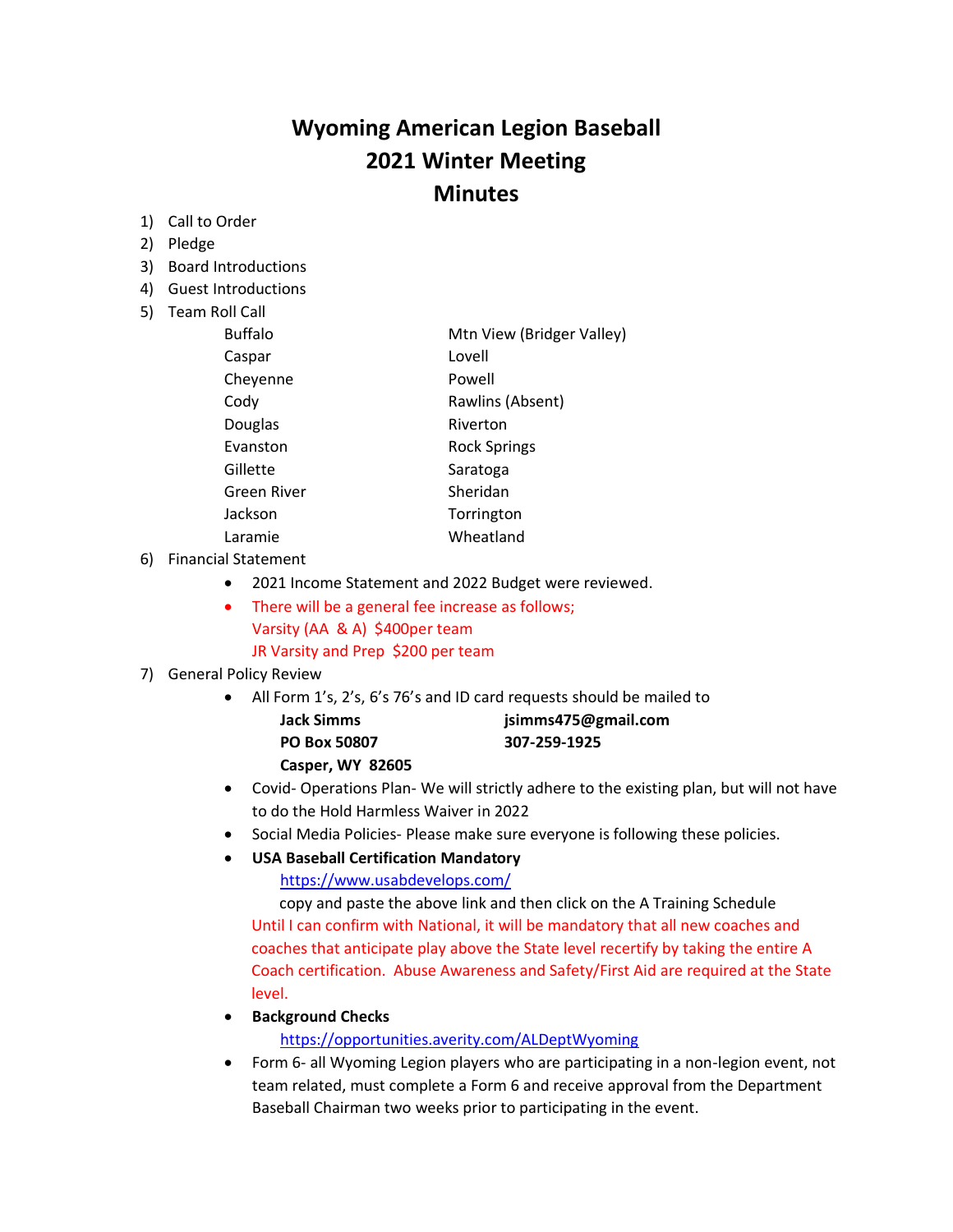# Wyoming American Legion Baseball
# 2021 Winter Meeting
# Minutes

1) Call to Order
2) Pledge
3) Board Introductions
4) Guest Introductions
5) Team Roll Call

| | |
|---|---|
| Buffalo | Mtn View (Bridger Valley) |
| Caspar | Lovell |
| Cheyenne | Powell |
| Cody | Rawlins (Absent) |
| Douglas | Riverton |
| Evanston | Rock Springs |
| Gillette | Saratoga |
| Green River | Sheridan |
| Jackson | Torrington |
| Laramie | Wheatland |

6) Financial Statement
   - 2021 Income Statement and 2022 Budget were reviewed.
   - There will be a general fee increase as follows;
     Varsity (AA & A) $400per team
     JR Varsity and Prep $200 per team
7) General Policy Review
   - All Form 1's, 2's, 6's 76's and ID card requests should be mailed to

     | | |
     |---|---|
     | **Jack Simms** | **jsimms475@gmail.com** |
     | **PO Box 50807** | **307-259-1925** |
     | **Casper, WY 82605** | |

   - Covid- Operations Plan- We will strictly adhere to the existing plan, but will not have to do the Hold Harmless Waiver in 2022
   - Social Media Policies- Please make sure everyone is following these policies.
   - **USA Baseball Certification Mandatory**
     https://www.usabdevelops.com/
     copy and paste the above link and then click on the A Training Schedule
     Until I can confirm with National, it will be mandatory that all new coaches and coaches that anticipate play above the State level recertify by taking the entire A Coach certification. Abuse Awareness and Safety/First Aid are required at the State level.
   - **Background Checks**
     https://opportunities.averity.com/ALDeptWyoming
   - Form 6- all Wyoming Legion players who are participating in a non-legion event, not team related, must complete a Form 6 and receive approval from the Department Baseball Chairman two weeks prior to participating in the event.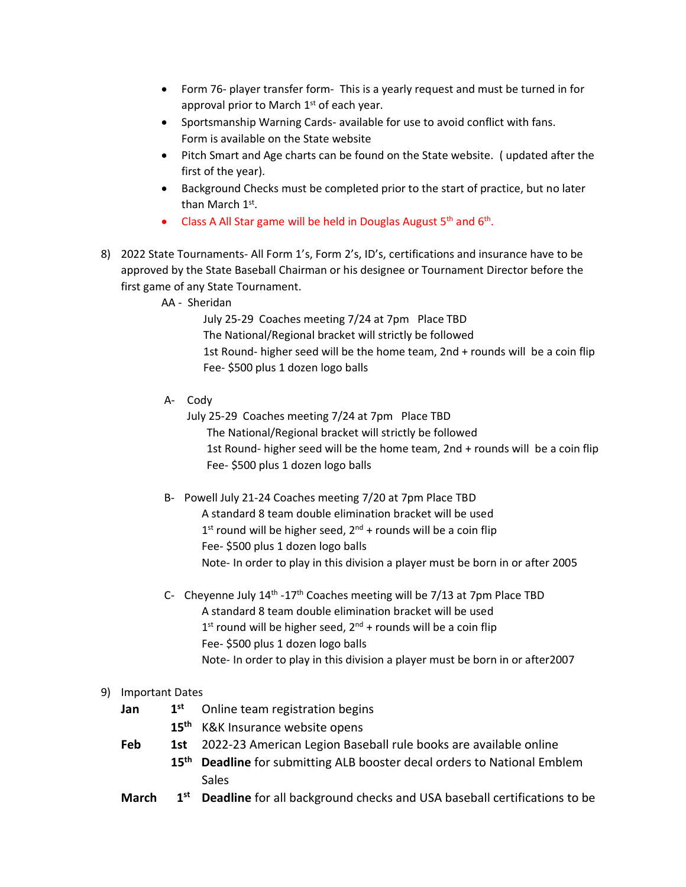- Form 76- player transfer form- This is a yearly request and must be turned in for approval prior to March 1st of each year.
- Sportsmanship Warning Cards- available for use to avoid conflict with fans. Form is available on the State website
- Pitch Smart and Age charts can be found on the State website. ( updated after the first of the year).
- Background Checks must be completed prior to the start of practice, but no later than March 1st.
- Class A All Star game will be held in Douglas August 5th and 6th.

8) 2022 State Tournaments- All Form 1's, Form 2's, ID's, certifications and insurance have to be approved by the State Baseball Chairman or his designee or Tournament Director before the first game of any State Tournament.

AA - Sheridan
July 25-29 Coaches meeting 7/24 at 7pm Place TBD
The National/Regional bracket will strictly be followed
1st Round- higher seed will be the home team, 2nd + rounds will be a coin flip
Fee- $500 plus 1 dozen logo balls

A- Cody
July 25-29 Coaches meeting 7/24 at 7pm Place TBD
The National/Regional bracket will strictly be followed
1st Round- higher seed will be the home team, 2nd + rounds will be a coin flip
Fee- $500 plus 1 dozen logo balls

B- Powell July 21-24 Coaches meeting 7/20 at 7pm Place TBD
A standard 8 team double elimination bracket will be used
1st round will be higher seed, 2nd + rounds will be a coin flip
Fee- $500 plus 1 dozen logo balls
Note- In order to play in this division a player must be born in or after 2005

C- Cheyenne July 14th -17th Coaches meeting will be 7/13 at 7pm Place TBD
A standard 8 team double elimination bracket will be used
1st round will be higher seed, 2nd + rounds will be a coin flip
Fee- $500 plus 1 dozen logo balls
Note- In order to play in this division a player must be born in or after2007

9) Important Dates

**Jan** **1st** Online team registration begins
**15th** K&K Insurance website opens
**Feb** **1st** 2022-23 American Legion Baseball rule books are available online
**15th** **Deadline** for submitting ALB booster decal orders to National Emblem Sales
**March** **1st** **Deadline** for all background checks and USA baseball certifications to be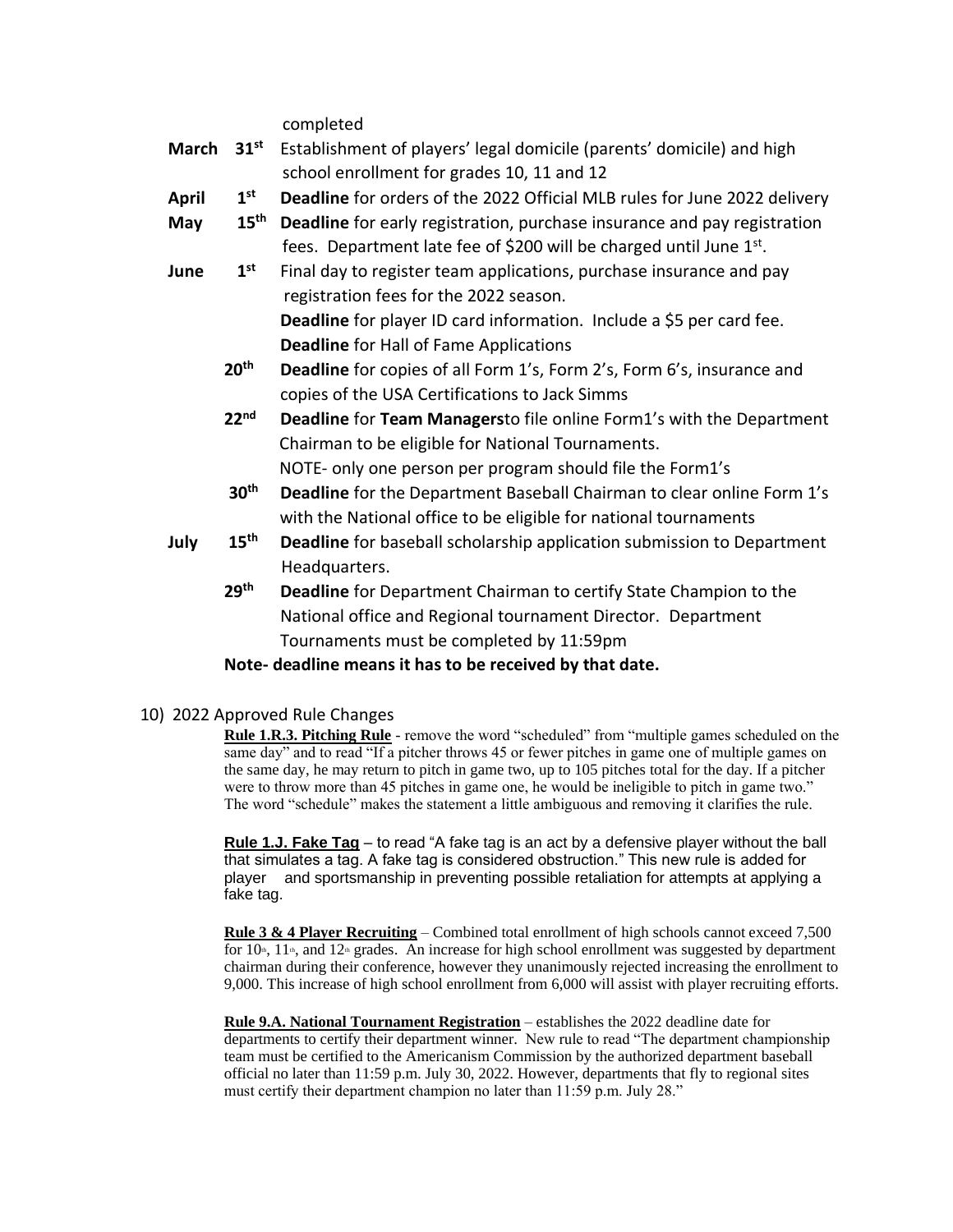completed

**March 31st** Establishment of players' legal domicile (parents' domicile) and high school enrollment for grades 10, 11 and 12

**April 1st** **Deadline** for orders of the 2022 Official MLB rules for June 2022 delivery

**May 15th** **Deadline** for early registration, purchase insurance and pay registration fees. Department late fee of $200 will be charged until June 1st.

**June 1st** Final day to register team applications, purchase insurance and pay registration fees for the 2022 season.
**Deadline** for player ID card information. Include a $5 per card fee.
**Deadline** for Hall of Fame Applications

**20th** **Deadline** for copies of all Form 1's, Form 2's, Form 6's, insurance and copies of the USA Certifications to Jack Simms

**22nd** **Deadline** for **Team Managers**to file online Form1's with the Department Chairman to be eligible for National Tournaments.
NOTE- only one person per program should file the Form1's

**30th** **Deadline** for the Department Baseball Chairman to clear online Form 1's with the National office to be eligible for national tournaments

**July 15th** **Deadline** for baseball scholarship application submission to Department Headquarters.

**29th** **Deadline** for Department Chairman to certify State Champion to the National office and Regional tournament Director. Department Tournaments must be completed by 11:59pm

**Note- deadline means it has to be received by that date.**

10) 2022 Approved Rule Changes

**Rule 1.R.3. Pitching Rule** - remove the word "scheduled" from "multiple games scheduled on the same day" and to read "If a pitcher throws 45 or fewer pitches in game one of multiple games on the same day, he may return to pitch in game two, up to 105 pitches total for the day. If a pitcher were to throw more than 45 pitches in game one, he would be ineligible to pitch in game two." The word "schedule" makes the statement a little ambiguous and removing it clarifies the rule.

**Rule 1.J. Fake Tag** – to read "A fake tag is an act by a defensive player without the ball that simulates a tag. A fake tag is considered obstruction." This new rule is added for player and sportsmanship in preventing possible retaliation for attempts at applying a fake tag.

**Rule 3 & 4 Player Recruiting** – Combined total enrollment of high schools cannot exceed 7,500 for 10th, 11th, and 12th grades. An increase for high school enrollment was suggested by department chairman during their conference, however they unanimously rejected increasing the enrollment to 9,000. This increase of high school enrollment from 6,000 will assist with player recruiting efforts.

**Rule 9.A. National Tournament Registration** – establishes the 2022 deadline date for departments to certify their department winner. New rule to read "The department championship team must be certified to the Americanism Commission by the authorized department baseball official no later than 11:59 p.m. July 30, 2022. However, departments that fly to regional sites must certify their department champion no later than 11:59 p.m. July 28."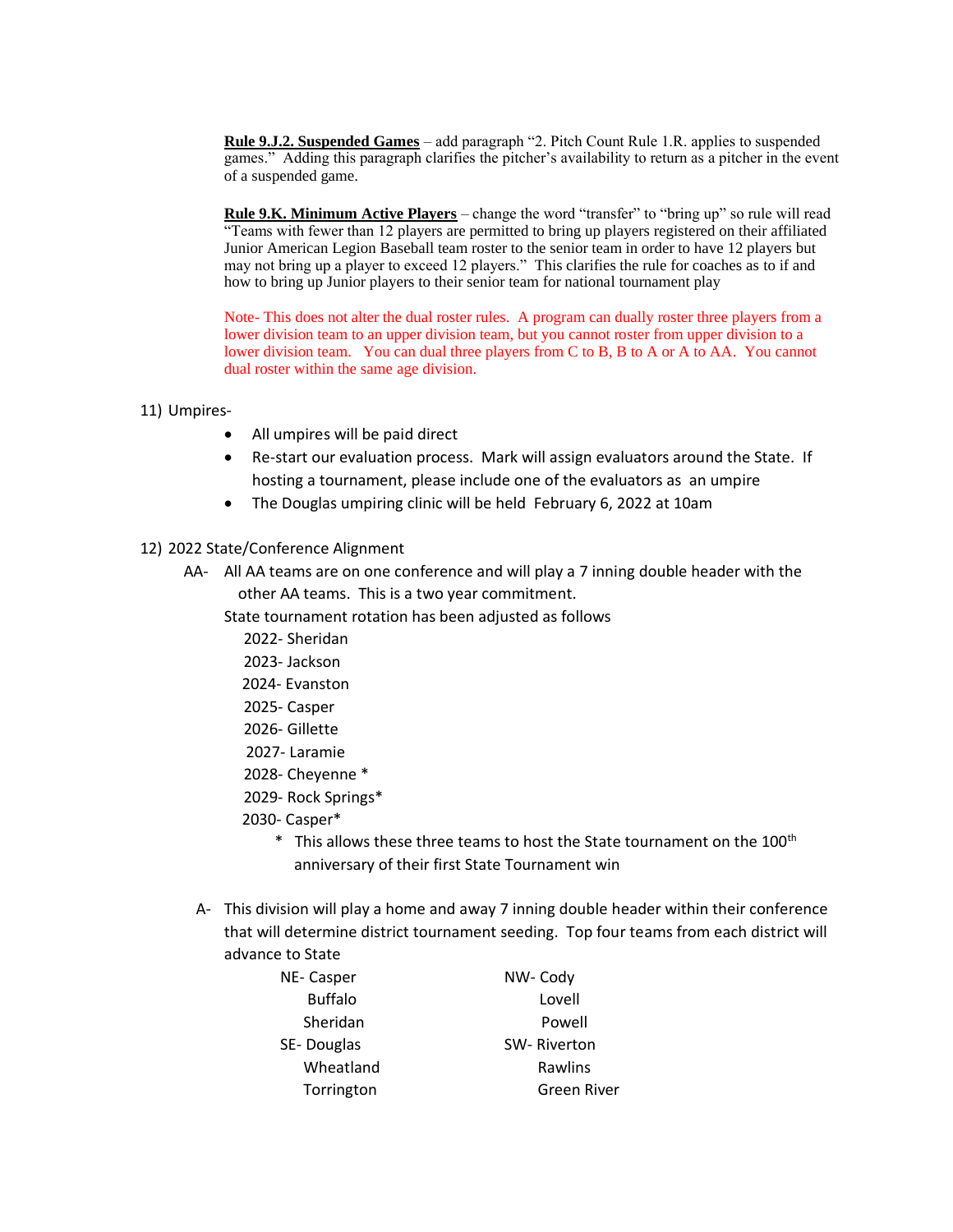**<u>Rule 9.J.2. Suspended Games</u>** – add paragraph "2. Pitch Count Rule 1.R. applies to suspended games." Adding this paragraph clarifies the pitcher's availability to return as a pitcher in the event of a suspended game.

**<u>Rule 9.K. Minimum Active Players</u>** – change the word "transfer" to "bring up" so rule will read "Teams with fewer than 12 players are permitted to bring up players registered on their affiliated Junior American Legion Baseball team roster to the senior team in order to have 12 players but may not bring up a player to exceed 12 players." This clarifies the rule for coaches as to if and how to bring up Junior players to their senior team for national tournament play

Note- This does not alter the dual roster rules. A program can dually roster three players from a lower division team to an upper division team, but you cannot roster from upper division to a lower division team. You can dual three players from C to B, B to A or A to AA. You cannot dual roster within the same age division.

11) Umpires-
   - All umpires will be paid direct
   - Re-start our evaluation process. Mark will assign evaluators around the State. If hosting a tournament, please include one of the evaluators as an umpire
   - The Douglas umpiring clinic will be held February 6, 2022 at 10am

12) 2022 State/Conference Alignment

AA- All AA teams are on one conference and will play a 7 inning double header with the other AA teams. This is a two year commitment.

State tournament rotation has been adjusted as follows

2022- Sheridan
2023- Jackson
2024- Evanston
2025- Casper
2026- Gillette
2027- Laramie
2028- Cheyenne *
2029- Rock Springs*
2030- Casper*

\* This allows these three teams to host the State tournament on the 100th anniversary of their first State Tournament win

A- This division will play a home and away 7 inning double header within their conference that will determine district tournament seeding. Top four teams from each district will advance to State

| | |
|---|---|
| NE- Casper | NW- Cody |
| Buffalo | Lovell |
| Sheridan | Powell |
| SE- Douglas | SW- Riverton |
| Wheatland | Rawlins |
| Torrington | Green River |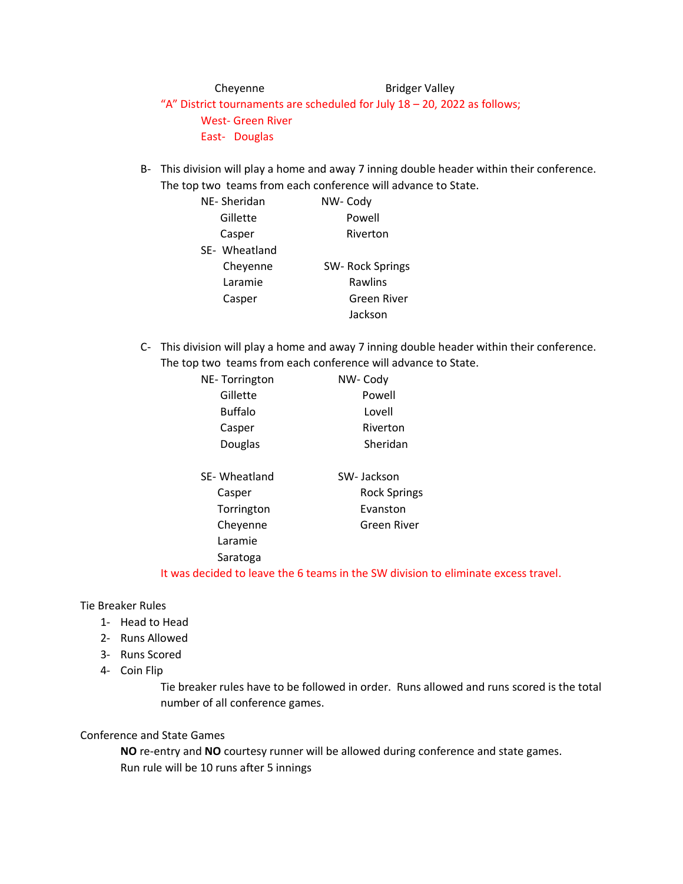Cheyenne Bridger Valley

"A" District tournaments are scheduled for July 18 – 20, 2022 as follows;

West- Green River

East- Douglas

B- This division will play a home and away 7 inning double header within their conference. The top two teams from each conference will advance to State.

| | |
|---|---|
| NE- Sheridan | NW- Cody |
| Gillette | Powell |
| Casper | Riverton |
| SE- Wheatland | |
| Cheyenne | SW- Rock Springs |
| Laramie | Rawlins |
| Casper | Green River |
| | Jackson |

C- This division will play a home and away 7 inning double header within their conference. The top two teams from each conference will advance to State.

| | |
|---|---|
| NE- Torrington | NW- Cody |
| Gillette | Powell |
| Buffalo | Lovell |
| Casper | Riverton |
| Douglas | Sheridan |
| | |
| SE- Wheatland | SW- Jackson |
| Casper | Rock Springs |
| Torrington | Evanston |
| Cheyenne | Green River |
| Laramie | |
| Saratoga | |

It was decided to leave the 6 teams in the SW division to eliminate excess travel.

Tie Breaker Rules

1- Head to Head
2- Runs Allowed
3- Runs Scored
4- Coin Flip

Tie breaker rules have to be followed in order. Runs allowed and runs scored is the total number of all conference games.

Conference and State Games

**NO** re-entry and **NO** courtesy runner will be allowed during conference and state games.
Run rule will be 10 runs after 5 innings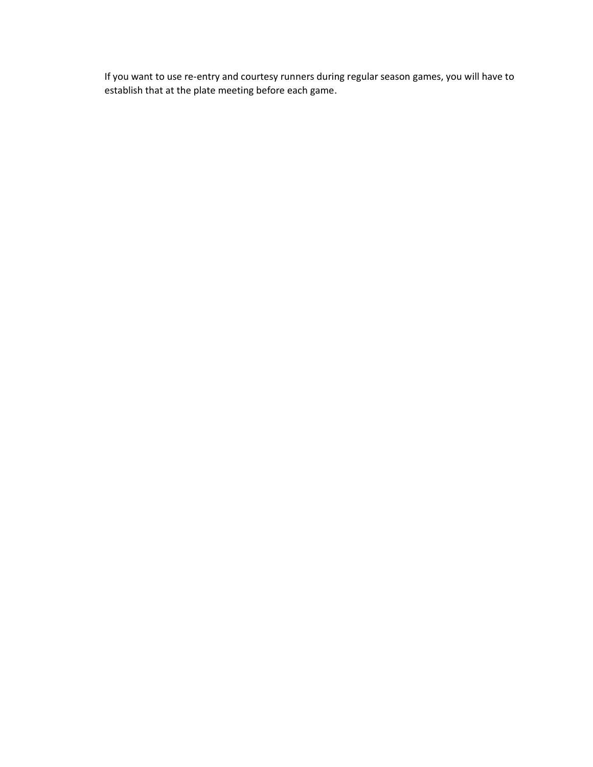If you want to use re-entry and courtesy runners during regular season games, you will have to establish that at the plate meeting before each game.